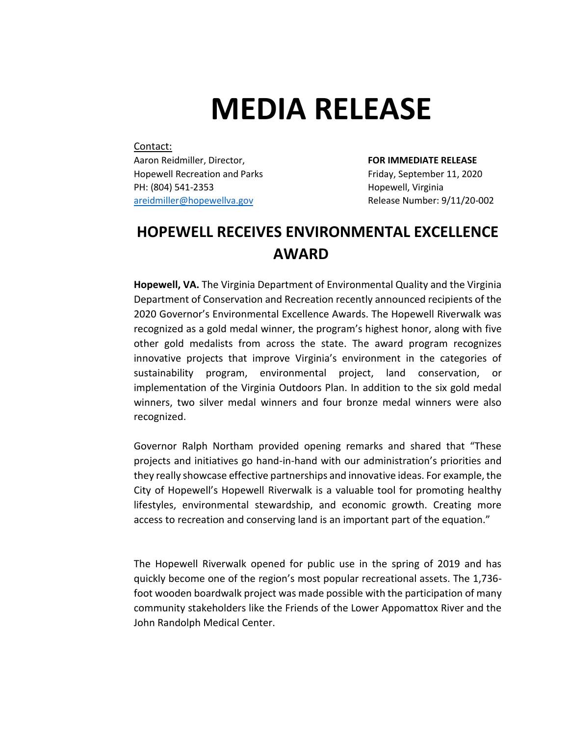# MEDIA RELEASE

Contact:
Aaron Reidmiller, Director,
Hopewell Recreation and Parks
PH: (804) 541-2353
areidmiller@hopewellva.gov

**FOR IMMEDIATE RELEASE**
Friday, September 11, 2020
Hopewell, Virginia
Release Number: 9/11/20-002

## HOPEWELL RECEIVES ENVIRONMENTAL EXCELLENCE AWARD

**Hopewell, VA.** The Virginia Department of Environmental Quality and the Virginia Department of Conservation and Recreation recently announced recipients of the 2020 Governor's Environmental Excellence Awards. The Hopewell Riverwalk was recognized as a gold medal winner, the program's highest honor, along with five other gold medalists from across the state. The award program recognizes innovative projects that improve Virginia's environment in the categories of sustainability program, environmental project, land conservation, or implementation of the Virginia Outdoors Plan. In addition to the six gold medal winners, two silver medal winners and four bronze medal winners were also recognized.

Governor Ralph Northam provided opening remarks and shared that "These projects and initiatives go hand-in-hand with our administration's priorities and they really showcase effective partnerships and innovative ideas. For example, the City of Hopewell's Hopewell Riverwalk is a valuable tool for promoting healthy lifestyles, environmental stewardship, and economic growth. Creating more access to recreation and conserving land is an important part of the equation."

The Hopewell Riverwalk opened for public use in the spring of 2019 and has quickly become one of the region's most popular recreational assets. The 1,736-foot wooden boardwalk project was made possible with the participation of many community stakeholders like the Friends of the Lower Appomattox River and the John Randolph Medical Center.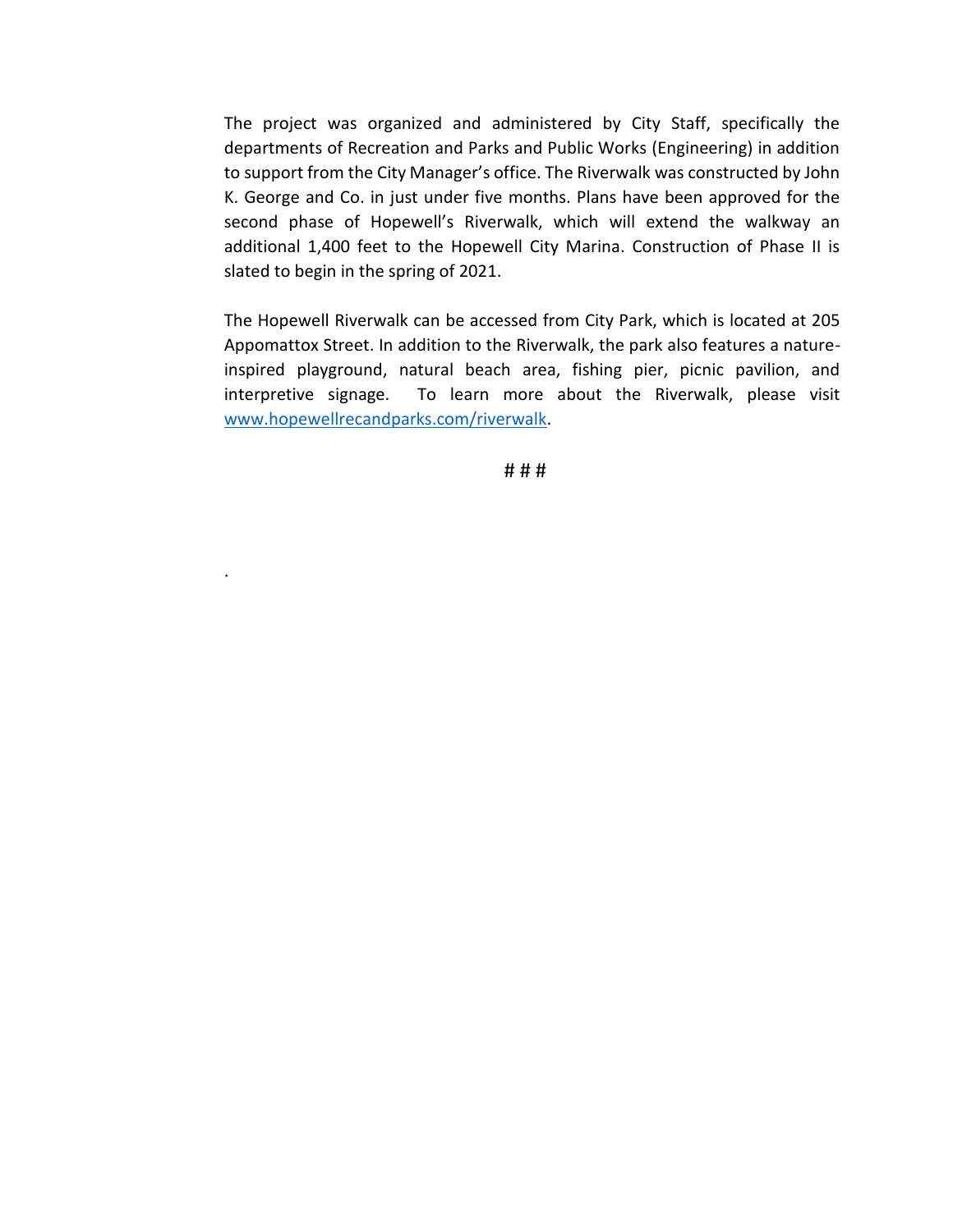The project was organized and administered by City Staff, specifically the departments of Recreation and Parks and Public Works (Engineering) in addition to support from the City Manager's office. The Riverwalk was constructed by John K. George and Co. in just under five months. Plans have been approved for the second phase of Hopewell's Riverwalk, which will extend the walkway an additional 1,400 feet to the Hopewell City Marina. Construction of Phase II is slated to begin in the spring of 2021.

The Hopewell Riverwalk can be accessed from City Park, which is located at 205 Appomattox Street. In addition to the Riverwalk, the park also features a nature-inspired playground, natural beach area, fishing pier, picnic pavilion, and interpretive signage. To learn more about the Riverwalk, please visit [www.hopewellrecandparks.com/riverwalk](http://www.hopewellrecandparks.com/riverwalk).

# # #

.